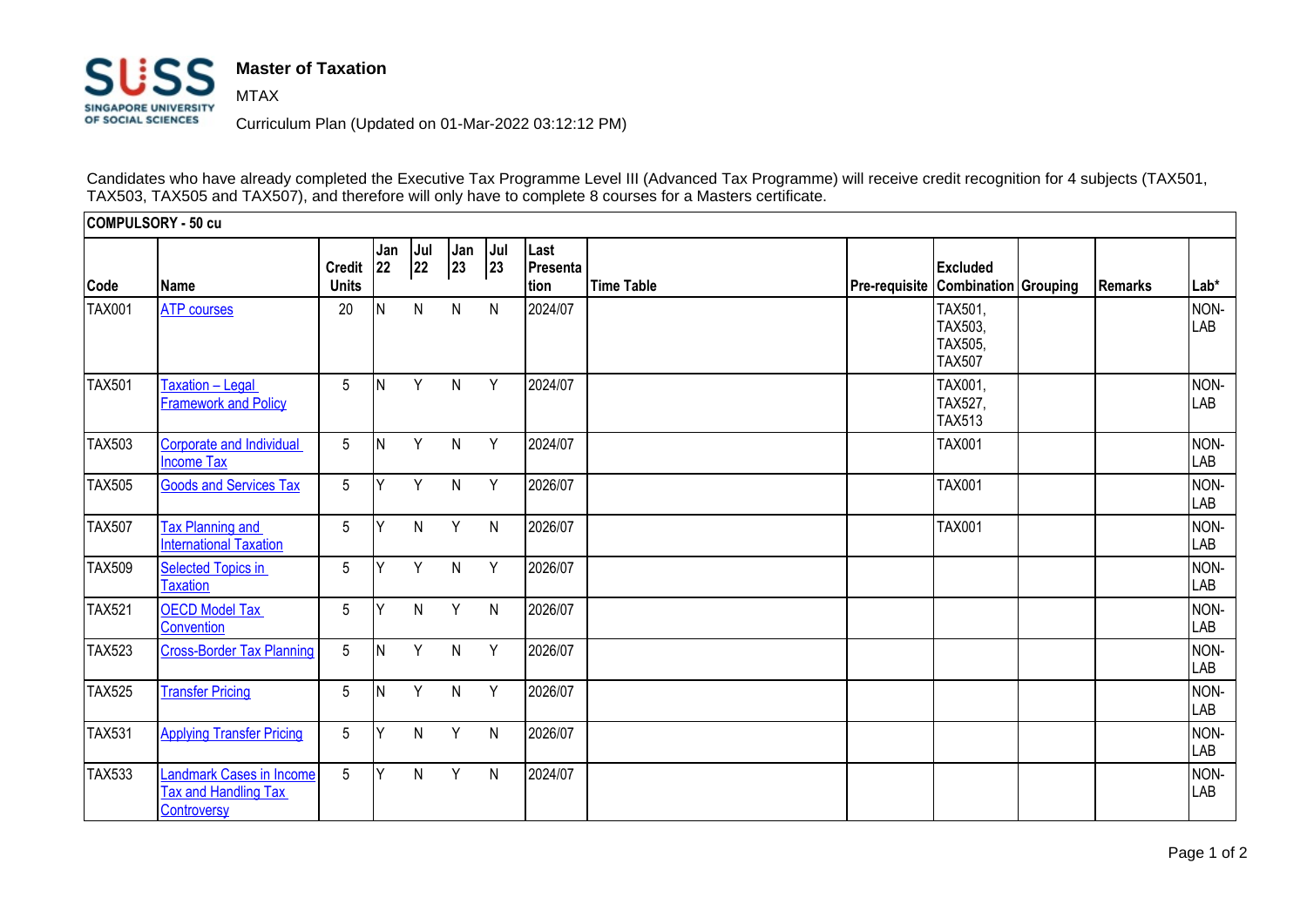# Master of Taxation

MTAX

Curriculum Plan (Updated on 01-Mar-2022 03:12:12 PM)

Candidates who have already completed the Executive Tax Programme Level III (Advanced Tax Programme) will receive credit recognition for 4 subjects (TAX501, TAX503, TAX505 and TAX507), and therefore will only have to complete 8 courses for a Masters certificate.

| COMPULSORY - 50 cu | | | | | | | | | | | | | |
|---|---|---|---|---|---|---|---|---|---|---|---|---|---|
| Code | Name | Credit Units | Jan 22 | Jul 22 | Jan 23 | Jul 23 | Last Presentation | Time Table | Pre-requisite | Excluded Combination | Grouping | Remarks | Lab* |
| TAX001 | ATP courses | 20 | N | N | N | N | 2024/07 | | | TAX501, TAX503, TAX505, TAX507 | | | NON-LAB |
| TAX501 | Taxation – Legal Framework and Policy | 5 | N | Y | N | Y | 2024/07 | | | TAX001, TAX527, TAX513 | | | NON-LAB |
| TAX503 | Corporate and Individual Income Tax | 5 | N | Y | N | Y | 2024/07 | | | TAX001 | | | NON-LAB |
| TAX505 | Goods and Services Tax | 5 | Y | Y | N | Y | 2026/07 | | | TAX001 | | | NON-LAB |
| TAX507 | Tax Planning and International Taxation | 5 | Y | N | Y | N | 2026/07 | | | TAX001 | | | NON-LAB |
| TAX509 | Selected Topics in Taxation | 5 | Y | Y | N | Y | 2026/07 | | | | | | NON-LAB |
| TAX521 | OECD Model Tax Convention | 5 | Y | N | Y | N | 2026/07 | | | | | | NON-LAB |
| TAX523 | Cross-Border Tax Planning | 5 | N | Y | N | Y | 2026/07 | | | | | | NON-LAB |
| TAX525 | Transfer Pricing | 5 | N | Y | N | Y | 2026/07 | | | | | | NON-LAB |
| TAX531 | Applying Transfer Pricing | 5 | Y | N | Y | N | 2026/07 | | | | | | NON-LAB |
| TAX533 | Landmark Cases in Income Tax and Handling Tax Controversy | 5 | Y | N | Y | N | 2024/07 | | | | | | NON-LAB |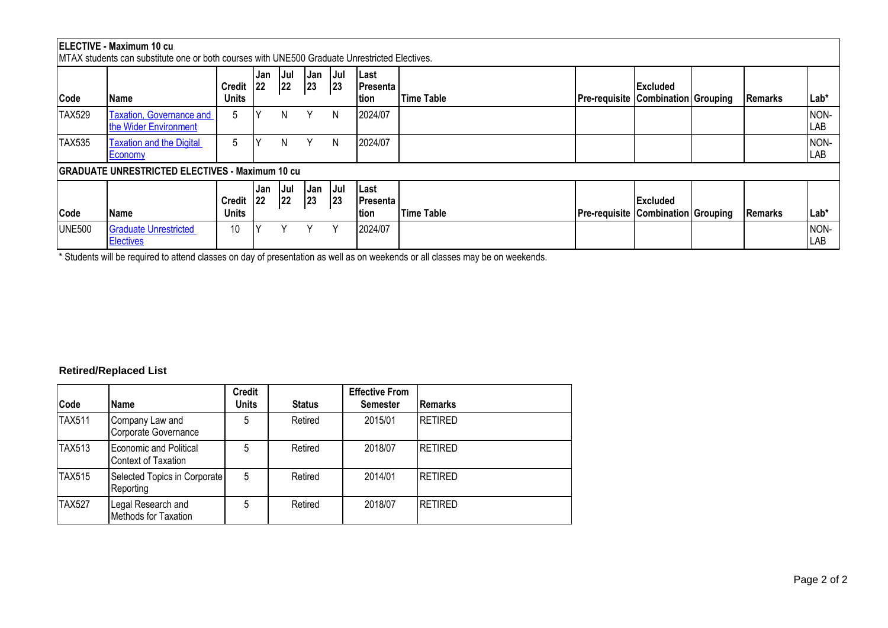**ELECTIVE - Maximum 10 cu**

MTAX students can substitute one or both courses with UNE500 Graduate Unrestricted Electives.

| Code | Name | Credit Units | Jan 22 | Jul 22 | Jan 23 | Jul 23 | Last Presentation | Time Table | Pre-requisite | Excluded Combination | Grouping | Remarks | Lab* |
|---|---|---|---|---|---|---|---|---|---|---|---|---|---|
| TAX529 | Taxation, Governance and the Wider Environment | 5 | Y | N | Y | N | 2024/07 | | | | | | NON-LAB |
| TAX535 | Taxation and the Digital Economy | 5 | Y | N | Y | N | 2024/07 | | | | | | NON-LAB |

**GRADUATE UNRESTRICTED ELECTIVES - Maximum 10 cu**

| Code | Name | Credit Units | Jan 22 | Jul 22 | Jan 23 | Jul 23 | Last Presentation | Time Table | Pre-requisite | Excluded Combination | Grouping | Remarks | Lab* |
|---|---|---|---|---|---|---|---|---|---|---|---|---|---|
| UNE500 | Graduate Unrestricted Electives | 10 | Y | Y | Y | Y | 2024/07 | | | | | | NON-LAB |

* Students will be required to attend classes on day of presentation as well as on weekends or all classes may be on weekends.

### Retired/Replaced List

| Code | Name | Credit Units | Status | Effective From Semester | Remarks |
|---|---|---|---|---|---|
| TAX511 | Company Law and Corporate Governance | 5 | Retired | 2015/01 | RETIRED |
| TAX513 | Economic and Political Context of Taxation | 5 | Retired | 2018/07 | RETIRED |
| TAX515 | Selected Topics in Corporate Reporting | 5 | Retired | 2014/01 | RETIRED |
| TAX527 | Legal Research and Methods for Taxation | 5 | Retired | 2018/07 | RETIRED |